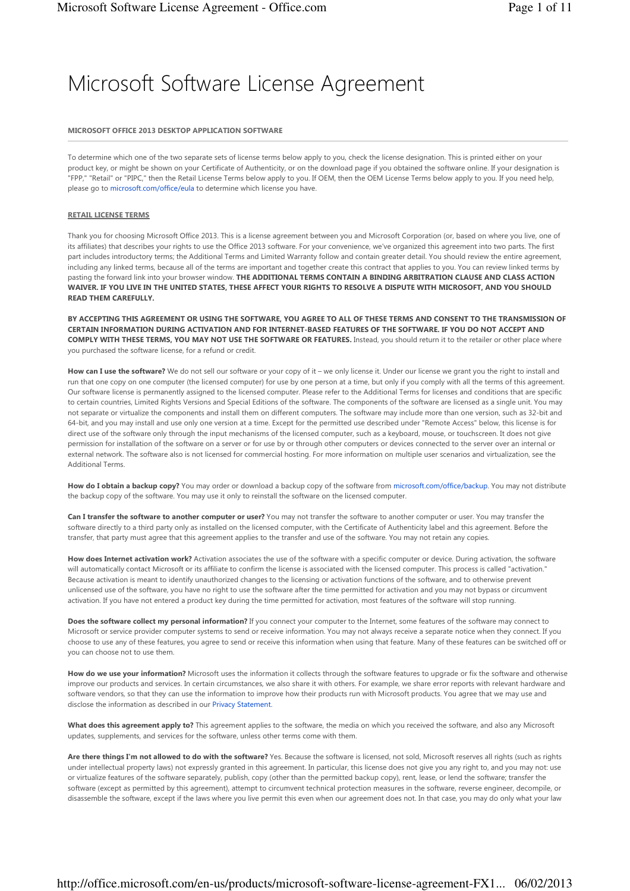# Microsoft Software License Agreement

**MICROSOFT OFFICE 2013 DESKTOP APPLICATION SOFTWARE**

---

To determine which one of the two separate sets of license terms below apply to you, check the license designation. This is printed either on your product key, or might be shown on your Certificate of Authenticity, or on the download page if you obtained the software online. If your designation is "FPP," "Retail" or "PIPC," then the Retail License Terms below apply to you. If OEM, then the OEM License Terms below apply to you. If you need help, please go to microsoft.com/office/eula to determine which license you have.

**RETAIL LICENSE TERMS**

Thank you for choosing Microsoft Office 2013. This is a license agreement between you and Microsoft Corporation (or, based on where you live, one of its affiliates) that describes your rights to use the Office 2013 software. For your convenience, we've organized this agreement into two parts. The first part includes introductory terms; the Additional Terms and Limited Warranty follow and contain greater detail. You should review the entire agreement, including any linked terms, because all of the terms are important and together create this contract that applies to you. You can review linked terms by pasting the forward link into your browser window. **THE ADDITIONAL TERMS CONTAIN A BINDING ARBITRATION CLAUSE AND CLASS ACTION WAIVER. IF YOU LIVE IN THE UNITED STATES, THESE AFFECT YOUR RIGHTS TO RESOLVE A DISPUTE WITH MICROSOFT, AND YOU SHOULD READ THEM CAREFULLY.**

**BY ACCEPTING THIS AGREEMENT OR USING THE SOFTWARE, YOU AGREE TO ALL OF THESE TERMS AND CONSENT TO THE TRANSMISSION OF CERTAIN INFORMATION DURING ACTIVATION AND FOR INTERNET-BASED FEATURES OF THE SOFTWARE. IF YOU DO NOT ACCEPT AND COMPLY WITH THESE TERMS, YOU MAY NOT USE THE SOFTWARE OR FEATURES.** Instead, you should return it to the retailer or other place where you purchased the software license, for a refund or credit.

**How can I use the software?** We do not sell our software or your copy of it – we only license it. Under our license we grant you the right to install and run that one copy on one computer (the licensed computer) for use by one person at a time, but only if you comply with all the terms of this agreement. Our software license is permanently assigned to the licensed computer. Please refer to the Additional Terms for licenses and conditions that are specific to certain countries, Limited Rights Versions and Special Editions of the software. The components of the software are licensed as a single unit. You may not separate or virtualize the components and install them on different computers. The software may include more than one version, such as 32-bit and 64-bit, and you may install and use only one version at a time. Except for the permitted use described under "Remote Access" below, this license is for direct use of the software only through the input mechanisms of the licensed computer, such as a keyboard, mouse, or touchscreen. It does not give permission for installation of the software on a server or for use by or through other computers or devices connected to the server over an internal or external network. The software also is not licensed for commercial hosting. For more information on multiple user scenarios and virtualization, see the Additional Terms.

**How do I obtain a backup copy?** You may order or download a backup copy of the software from microsoft.com/office/backup. You may not distribute the backup copy of the software. You may use it only to reinstall the software on the licensed computer.

**Can I transfer the software to another computer or user?** You may not transfer the software to another computer or user. You may transfer the software directly to a third party only as installed on the licensed computer, with the Certificate of Authenticity label and this agreement. Before the transfer, that party must agree that this agreement applies to the transfer and use of the software. You may not retain any copies.

**How does Internet activation work?** Activation associates the use of the software with a specific computer or device. During activation, the software will automatically contact Microsoft or its affiliate to confirm the license is associated with the licensed computer. This process is called "activation." Because activation is meant to identify unauthorized changes to the licensing or activation functions of the software, and to otherwise prevent unlicensed use of the software, you have no right to use the software after the time permitted for activation and you may not bypass or circumvent activation. If you have not entered a product key during the time permitted for activation, most features of the software will stop running.

**Does the software collect my personal information?** If you connect your computer to the Internet, some features of the software may connect to Microsoft or service provider computer systems to send or receive information. You may not always receive a separate notice when they connect. If you choose to use any of these features, you agree to send or receive this information when using that feature. Many of these features can be switched off or you can choose not to use them.

**How do we use your information?** Microsoft uses the information it collects through the software features to upgrade or fix the software and otherwise improve our products and services. In certain circumstances, we also share it with others. For example, we share error reports with relevant hardware and software vendors, so that they can use the information to improve how their products run with Microsoft products. You agree that we may use and disclose the information as described in our Privacy Statement.

**What does this agreement apply to?** This agreement applies to the software, the media on which you received the software, and also any Microsoft updates, supplements, and services for the software, unless other terms come with them.

**Are there things I'm not allowed to do with the software?** Yes. Because the software is licensed, not sold, Microsoft reserves all rights (such as rights under intellectual property laws) not expressly granted in this agreement. In particular, this license does not give you any right to, and you may not: use or virtualize features of the software separately, publish, copy (other than the permitted backup copy), rent, lease, or lend the software; transfer the software (except as permitted by this agreement), attempt to circumvent technical protection measures in the software, reverse engineer, decompile, or disassemble the software, except if the laws where you live permit this even when our agreement does not. In that case, you may do only what your law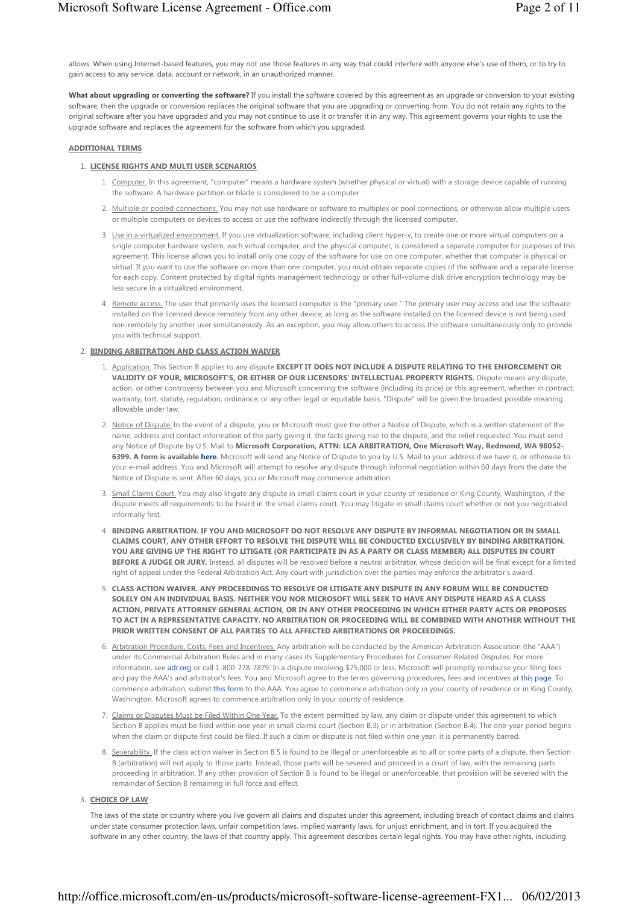allows. When using Internet-based features, you may not use those features in any way that could interfere with anyone else's use of them, or to try to gain access to any service, data, account or network, in an unauthorized manner.

**What about upgrading or converting the software?** If you install the software covered by this agreement as an upgrade or conversion to your existing software, then the upgrade or conversion replaces the original software that you are upgrading or converting from. You do not retain any rights to the original software after you have upgraded and you may not continue to use it or transfer it in any way. This agreement governs your rights to use the upgrade software and replaces the agreement for the software from which you upgraded.

**ADDITIONAL TERMS**

1. **LICENSE RIGHTS AND MULTI USER SCENARIOS**
   1. Computer. In this agreement, "computer" means a hardware system (whether physical or virtual) with a storage device capable of running the software. A hardware partition or blade is considered to be a computer.
   2. Multiple or pooled connections. You may not use hardware or software to multiplex or pool connections, or otherwise allow multiple users or multiple computers or devices to access or use the software indirectly through the licensed computer.
   3. Use in a virtualized environment. If you use virtualization software, including client hyper-v, to create one or more virtual computers on a single computer hardware system, each virtual computer, and the physical computer, is considered a separate computer for purposes of this agreement. This license allows you to install only one copy of the software for use on one computer, whether that computer is physical or virtual. If you want to use the software on more than one computer, you must obtain separate copies of the software and a separate license for each copy. Content protected by digital rights management technology or other full-volume disk drive encryption technology may be less secure in a virtualized environment.
   4. Remote access. The user that primarily uses the licensed computer is the "primary user." The primary user may access and use the software installed on the licensed device remotely from any other device, as long as the software installed on the licensed device is not being used non-remotely by another user simultaneously. As an exception, you may allow others to access the software simultaneously only to provide you with technical support.
2. **BINDING ARBITRATION AND CLASS ACTION WAIVER**
   1. Application. This Section B applies to any dispute **EXCEPT IT DOES NOT INCLUDE A DISPUTE RELATING TO THE ENFORCEMENT OR VALIDITY OF YOUR, MICROSOFT'S, OR EITHER OF OUR LICENSORS' INTELLECTUAL PROPERTY RIGHTS.** Dispute means any dispute, action, or other controversy between you and Microsoft concerning the software (including its price) or this agreement, whether in contract, warranty, tort, statute, regulation, ordinance, or any other legal or equitable basis. "Dispute" will be given the broadest possible meaning allowable under law.
   2. Notice of Dispute. In the event of a dispute, you or Microsoft must give the other a Notice of Dispute, which is a written statement of the name, address and contact information of the party giving it, the facts giving rise to the dispute, and the relief requested. You must send any Notice of Dispute by U.S. Mail to **Microsoft Corporation, ATTN: LCA ARBITRATION, One Microsoft Way, Redmond, WA 98052-6399. A form is available here.** Microsoft will send any Notice of Dispute to you by U.S. Mail to your address if we have it, or otherwise to your e-mail address. You and Microsoft will attempt to resolve any dispute through informal negotiation within 60 days from the date the Notice of Dispute is sent. After 60 days, you or Microsoft may commence arbitration.
   3. Small Claims Court. You may also litigate any dispute in small claims court in your county of residence or King County, Washington, if the dispute meets all requirements to be heard in the small claims court. You may litigate in small claims court whether or not you negotiated informally first.
   4. **BINDING ARBITRATION. IF YOU AND MICROSOFT DO NOT RESOLVE ANY DISPUTE BY INFORMAL NEGOTIATION OR IN SMALL CLAIMS COURT, ANY OTHER EFFORT TO RESOLVE THE DISPUTE WILL BE CONDUCTED EXCLUSIVELY BY BINDING ARBITRATION. YOU ARE GIVING UP THE RIGHT TO LITIGATE (OR PARTICIPATE IN AS A PARTY OR CLASS MEMBER) ALL DISPUTES IN COURT BEFORE A JUDGE OR JURY.** Instead, all disputes will be resolved before a neutral arbitrator, whose decision will be final except for a limited right of appeal under the Federal Arbitration Act. Any court with jurisdiction over the parties may enforce the arbitrator's award.
   5. **CLASS ACTION WAIVER. ANY PROCEEDINGS TO RESOLVE OR LITIGATE ANY DISPUTE IN ANY FORUM WILL BE CONDUCTED SOLELY ON AN INDIVIDUAL BASIS. NEITHER YOU NOR MICROSOFT WILL SEEK TO HAVE ANY DISPUTE HEARD AS A CLASS ACTION, PRIVATE ATTORNEY GENERAL ACTION, OR IN ANY OTHER PROCEEDING IN WHICH EITHER PARTY ACTS OR PROPOSES TO ACT IN A REPRESENTATIVE CAPACITY. NO ARBITRATION OR PROCEEDING WILL BE COMBINED WITH ANOTHER WITHOUT THE PRIOR WRITTEN CONSENT OF ALL PARTIES TO ALL AFFECTED ARBITRATIONS OR PROCEEDINGS.**
   6. Arbitration Procedure, Costs, Fees and Incentives. Any arbitration will be conducted by the American Arbitration Association (the "AAA") under its Commercial Arbitration Rules and in many cases its Supplementary Procedures for Consumer-Related Disputes. For more information, see adr.org or call 1-800-778-7879. In a dispute involving $75,000 or less, Microsoft will promptly reimburse your filing fees and pay the AAA's and arbitrator's fees. You and Microsoft agree to the terms governing procedures, fees and incentives at this page. To commence arbitration, submit this form to the AAA. You agree to commence arbitration only in your county of residence or in King County, Washington. Microsoft agrees to commence arbitration only in your county of residence.
   7. Claims or Disputes Must be Filed Within One Year. To the extent permitted by law, any claim or dispute under this agreement to which Section B applies must be filed within one year in small claims court (Section B.3) or in arbitration (Section B.4). The one-year period begins when the claim or dispute first could be filed. If such a claim or dispute is not filed within one year, it is permanently barred.
   8. Severability. If the class action waiver in Section B.5 is found to be illegal or unenforceable as to all or some parts of a dispute, then Section B (arbitration) will not apply to those parts. Instead, those parts will be severed and proceed in a court of law, with the remaining parts proceeding in arbitration. If any other provision of Section B is found to be illegal or unenforceable, that provision will be severed with the remainder of Section B remaining in full force and effect.
3. **CHOICE OF LAW**

   The laws of the state or country where you live govern all claims and disputes under this agreement, including breach of contact claims and claims under state consumer protection laws, unfair competition laws, implied warranty laws, for unjust enrichment, and in tort. If you acquired the software in any other country, the laws of that country apply. This agreement describes certain legal rights. You may have other rights, including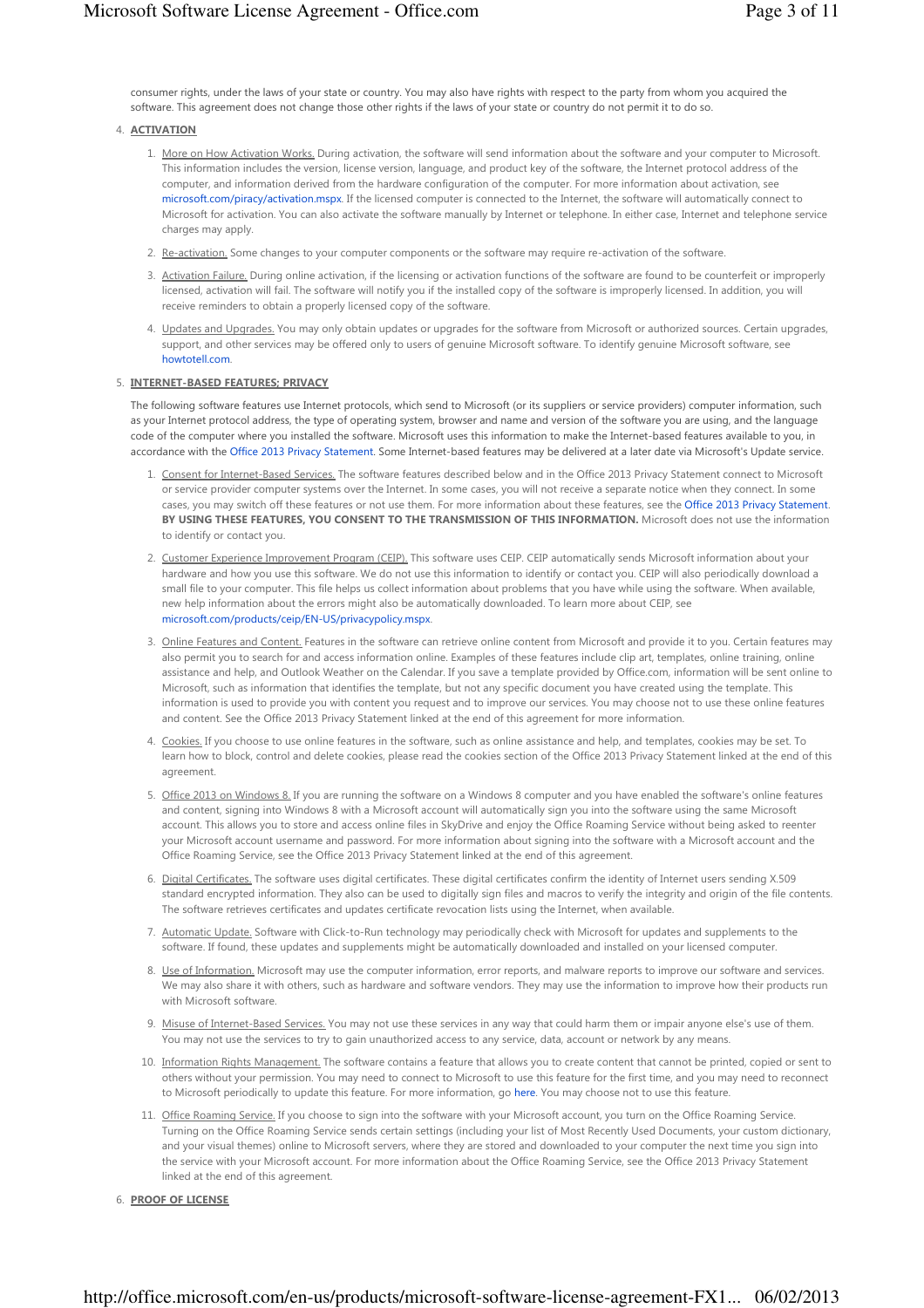consumer rights, under the laws of your state or country. You may also have rights with respect to the party from whom you acquired the software. This agreement does not change those other rights if the laws of your state or country do not permit it to do so.

4. **ACTIVATION**

   1. More on How Activation Works. During activation, the software will send information about the software and your computer to Microsoft. This information includes the version, license version, language, and product key of the software, the Internet protocol address of the computer, and information derived from the hardware configuration of the computer. For more information about activation, see microsoft.com/piracy/activation.mspx. If the licensed computer is connected to the Internet, the software will automatically connect to Microsoft for activation. You can also activate the software manually by Internet or telephone. In either case, Internet and telephone service charges may apply.

   2. Re-activation. Some changes to your computer components or the software may require re-activation of the software.

   3. Activation Failure. During online activation, if the licensing or activation functions of the software are found to be counterfeit or improperly licensed, activation will fail. The software will notify you if the installed copy of the software is improperly licensed. In addition, you will receive reminders to obtain a properly licensed copy of the software.

   4. Updates and Upgrades. You may only obtain updates or upgrades for the software from Microsoft or authorized sources. Certain upgrades, support, and other services may be offered only to users of genuine Microsoft software. To identify genuine Microsoft software, see howtotell.com.

5. **INTERNET-BASED FEATURES; PRIVACY**

   The following software features use Internet protocols, which send to Microsoft (or its suppliers or service providers) computer information, such as your Internet protocol address, the type of operating system, browser and name and version of the software you are using, and the language code of the computer where you installed the software. Microsoft uses this information to make the Internet-based features available to you, in accordance with the Office 2013 Privacy Statement. Some Internet-based features may be delivered at a later date via Microsoft's Update service.

   1. Consent for Internet-Based Services. The software features described below and in the Office 2013 Privacy Statement connect to Microsoft or service provider computer systems over the Internet. In some cases, you will not receive a separate notice when they connect. In some cases, you may switch off these features or not use them. For more information about these features, see the Office 2013 Privacy Statement. **BY USING THESE FEATURES, YOU CONSENT TO THE TRANSMISSION OF THIS INFORMATION.** Microsoft does not use the information to identify or contact you.

   2. Customer Experience Improvement Program (CEIP). This software uses CEIP. CEIP automatically sends Microsoft information about your hardware and how you use this software. We do not use this information to identify or contact you. CEIP will also periodically download a small file to your computer. This file helps us collect information about problems that you have while using the software. When available, new help information about the errors might also be automatically downloaded. To learn more about CEIP, see microsoft.com/products/ceip/EN-US/privacypolicy.mspx.

   3. Online Features and Content. Features in the software can retrieve online content from Microsoft and provide it to you. Certain features may also permit you to search for and access information online. Examples of these features include clip art, templates, online training, online assistance and help, and Outlook Weather on the Calendar. If you save a template provided by Office.com, information will be sent online to Microsoft, such as information that identifies the template, but not any specific document you have created using the template. This information is used to provide you with content you request and to improve our services. You may choose not to use these online features and content. See the Office 2013 Privacy Statement linked at the end of this agreement for more information.

   4. Cookies. If you choose to use online features in the software, such as online assistance and help, and templates, cookies may be set. To learn how to block, control and delete cookies, please read the cookies section of the Office 2013 Privacy Statement linked at the end of this agreement.

   5. Office 2013 on Windows 8. If you are running the software on a Windows 8 computer and you have enabled the software's online features and content, signing into Windows 8 with a Microsoft account will automatically sign you into the software using the same Microsoft account. This allows you to store and access online files in SkyDrive and enjoy the Office Roaming Service without being asked to reenter your Microsoft account username and password. For more information about signing into the software with a Microsoft account and the Office Roaming Service, see the Office 2013 Privacy Statement linked at the end of this agreement.

   6. Digital Certificates. The software uses digital certificates. These digital certificates confirm the identity of Internet users sending X.509 standard encrypted information. They also can be used to digitally sign files and macros to verify the integrity and origin of the file contents. The software retrieves certificates and updates certificate revocation lists using the Internet, when available.

   7. Automatic Update. Software with Click-to-Run technology may periodically check with Microsoft for updates and supplements to the software. If found, these updates and supplements might be automatically downloaded and installed on your licensed computer.

   8. Use of Information. Microsoft may use the computer information, error reports, and malware reports to improve our software and services. We may also share it with others, such as hardware and software vendors. They may use the information to improve how their products run with Microsoft software.

   9. Misuse of Internet-Based Services. You may not use these services in any way that could harm them or impair anyone else's use of them. You may not use the services to try to gain unauthorized access to any service, data, account or network by any means.

   10. Information Rights Management. The software contains a feature that allows you to create content that cannot be printed, copied or sent to others without your permission. You may need to connect to Microsoft to use this feature for the first time, and you may need to reconnect to Microsoft periodically to update this feature. For more information, go here. You may choose not to use this feature.

   11. Office Roaming Service. If you choose to sign into the software with your Microsoft account, you turn on the Office Roaming Service. Turning on the Office Roaming Service sends certain settings (including your list of Most Recently Used Documents, your custom dictionary, and your visual themes) online to Microsoft servers, where they are stored and downloaded to your computer the next time you sign into the service with your Microsoft account. For more information about the Office Roaming Service, see the Office 2013 Privacy Statement linked at the end of this agreement.

6. **PROOF OF LICENSE**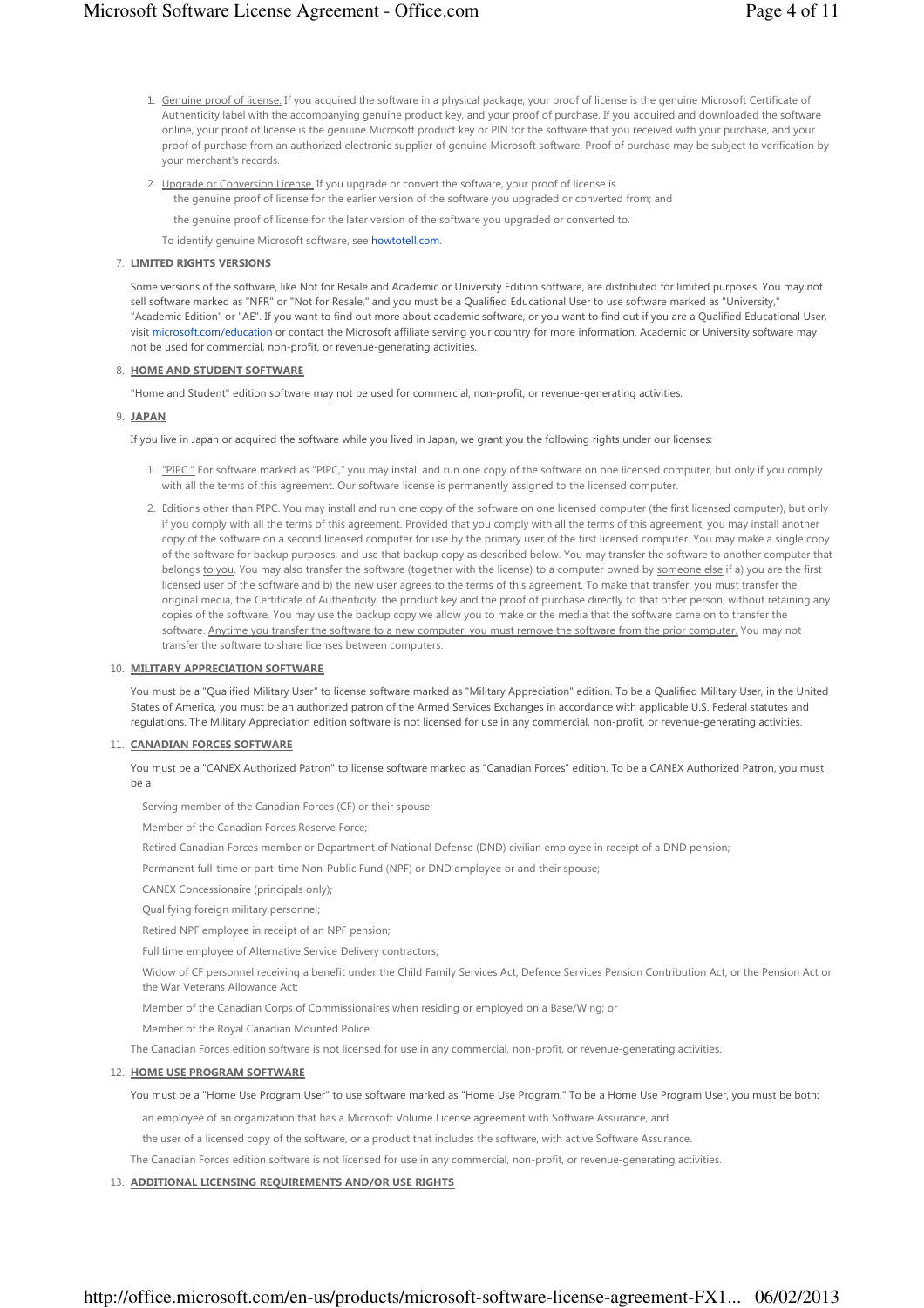1. Genuine proof of license. If you acquired the software in a physical package, your proof of license is the genuine Microsoft Certificate of Authenticity label with the accompanying genuine product key, and your proof of purchase. If you acquired and downloaded the software online, your proof of license is the genuine Microsoft product key or PIN for the software that you received with your purchase, and your proof of purchase from an authorized electronic supplier of genuine Microsoft software. Proof of purchase may be subject to verification by your merchant's records.
2. Upgrade or Conversion License. If you upgrade or convert the software, your proof of license is
   - the genuine proof of license for the earlier version of the software you upgraded or converted from; and
   - the genuine proof of license for the later version of the software you upgraded or converted to.

To identify genuine Microsoft software, see howtotell.com.

7. **LIMITED RIGHTS VERSIONS**

Some versions of the software, like Not for Resale and Academic or University Edition software, are distributed for limited purposes. You may not sell software marked as "NFR" or "Not for Resale," and you must be a Qualified Educational User to use software marked as "University," "Academic Edition" or "AE". If you want to find out more about academic software, or you want to find out if you are a Qualified Educational User, visit microsoft.com/education or contact the Microsoft affiliate serving your country for more information. Academic or University software may not be used for commercial, non-profit, or revenue-generating activities.

8. **HOME AND STUDENT SOFTWARE**

"Home and Student" edition software may not be used for commercial, non-profit, or revenue-generating activities.

9. **JAPAN**

If you live in Japan or acquired the software while you lived in Japan, we grant you the following rights under our licenses:

1. "PIPC." For software marked as "PIPC," you may install and run one copy of the software on one licensed computer, but only if you comply with all the terms of this agreement. Our software license is permanently assigned to the licensed computer.
2. Editions other than PIPC. You may install and run one copy of the software on one licensed computer (the first licensed computer), but only if you comply with all the terms of this agreement. Provided that you comply with all the terms of this agreement, you may install another copy of the software on a second licensed computer for use by the primary user of the first licensed computer. You may make a single copy of the software for backup purposes, and use that backup copy as described below. You may transfer the software to another computer that belongs to you. You may also transfer the software (together with the license) to a computer owned by someone else if a) you are the first licensed user of the software and b) the new user agrees to the terms of this agreement. To make that transfer, you must transfer the original media, the Certificate of Authenticity, the product key and the proof of purchase directly to that other person, without retaining any copies of the software. You may use the backup copy we allow you to make or the media that the software came on to transfer the software. Anytime you transfer the software to a new computer, you must remove the software from the prior computer. You may not transfer the software to share licenses between computers.

10. **MILITARY APPRECIATION SOFTWARE**

You must be a "Qualified Military User" to license software marked as "Military Appreciation" edition. To be a Qualified Military User, in the United States of America, you must be an authorized patron of the Armed Services Exchanges in accordance with applicable U.S. Federal statutes and regulations. The Military Appreciation edition software is not licensed for use in any commercial, non-profit, or revenue-generating activities.

11. **CANADIAN FORCES SOFTWARE**

You must be a "CANEX Authorized Patron" to license software marked as "Canadian Forces" edition. To be a CANEX Authorized Patron, you must be a

- Serving member of the Canadian Forces (CF) or their spouse;
- Member of the Canadian Forces Reserve Force;
- Retired Canadian Forces member or Department of National Defense (DND) civilian employee in receipt of a DND pension;
- Permanent full-time or part-time Non-Public Fund (NPF) or DND employee or and their spouse;
- CANEX Concessionaire (principals only);
- Qualifying foreign military personnel;
- Retired NPF employee in receipt of an NPF pension;
- Full time employee of Alternative Service Delivery contractors;
- Widow of CF personnel receiving a benefit under the Child Family Services Act, Defence Services Pension Contribution Act, or the Pension Act or the War Veterans Allowance Act;
- Member of the Canadian Corps of Commissionaires when residing or employed on a Base/Wing; or
- Member of the Royal Canadian Mounted Police.

The Canadian Forces edition software is not licensed for use in any commercial, non-profit, or revenue-generating activities.

12. **HOME USE PROGRAM SOFTWARE**

You must be a "Home Use Program User" to use software marked as "Home Use Program." To be a Home Use Program User, you must be both:

- an employee of an organization that has a Microsoft Volume License agreement with Software Assurance, and
- the user of a licensed copy of the software, or a product that includes the software, with active Software Assurance.

The Canadian Forces edition software is not licensed for use in any commercial, non-profit, or revenue-generating activities.

13. **ADDITIONAL LICENSING REQUIREMENTS AND/OR USE RIGHTS**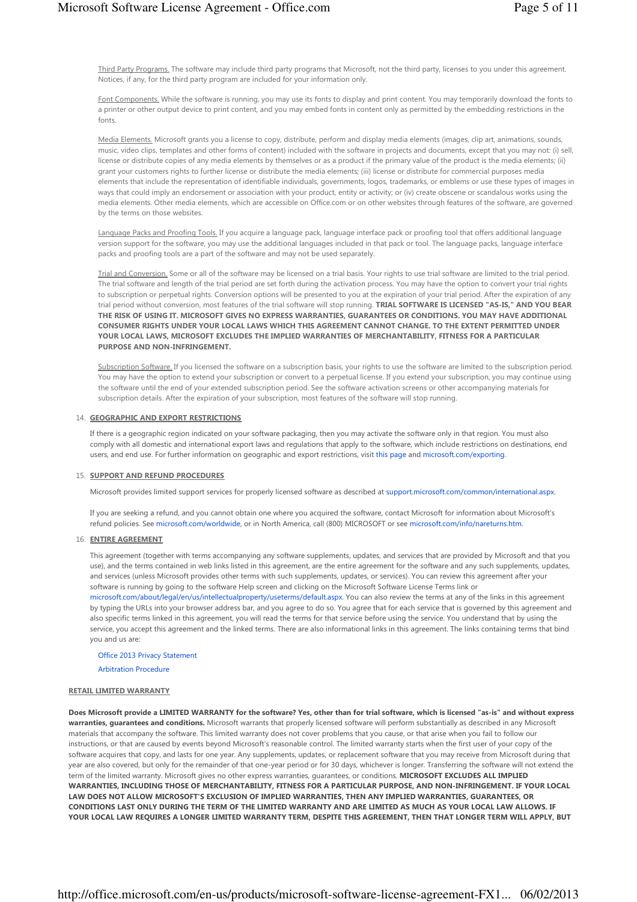<u>Third Party Programs.</u> The software may include third party programs that Microsoft, not the third party, licenses to you under this agreement. Notices, if any, for the third party program are included for your information only.

<u>Font Components.</u> While the software is running, you may use its fonts to display and print content. You may temporarily download the fonts to a printer or other output device to print content, and you may embed fonts in content only as permitted by the embedding restrictions in the fonts.

<u>Media Elements.</u> Microsoft grants you a license to copy, distribute, perform and display media elements (images, clip art, animations, sounds, music, video clips, templates and other forms of content) included with the software in projects and documents, except that you may not: (i) sell, license or distribute copies of any media elements by themselves or as a product if the primary value of the product is the media elements; (ii) grant your customers rights to further license or distribute the media elements; (iii) license or distribute for commercial purposes media elements that include the representation of identifiable individuals, governments, logos, trademarks, or emblems or use these types of images in ways that could imply an endorsement or association with your product, entity or activity; or (iv) create obscene or scandalous works using the media elements. Other media elements, which are accessible on Office.com or on other websites through features of the software, are governed by the terms on those websites.

<u>Language Packs and Proofing Tools.</u> If you acquire a language pack, language interface pack or proofing tool that offers additional language version support for the software, you may use the additional languages included in that pack or tool. The language packs, language interface packs and proofing tools are a part of the software and may not be used separately.

<u>Trial and Conversion.</u> Some or all of the software may be licensed on a trial basis. Your rights to use trial software are limited to the trial period. The trial software and length of the trial period are set forth during the activation process. You may have the option to convert your trial rights to subscription or perpetual rights. Conversion options will be presented to you at the expiration of your trial period. After the expiration of any trial period without conversion, most features of the trial software will stop running. **TRIAL SOFTWARE IS LICENSED "AS-IS," AND YOU BEAR THE RISK OF USING IT. MICROSOFT GIVES NO EXPRESS WARRANTIES, GUARANTEES OR CONDITIONS. YOU MAY HAVE ADDITIONAL CONSUMER RIGHTS UNDER YOUR LOCAL LAWS WHICH THIS AGREEMENT CANNOT CHANGE. TO THE EXTENT PERMITTED UNDER YOUR LOCAL LAWS, MICROSOFT EXCLUDES THE IMPLIED WARRANTIES OF MERCHANTABILITY, FITNESS FOR A PARTICULAR PURPOSE AND NON-INFRINGEMENT.**

<u>Subscription Software.</u> If you licensed the software on a subscription basis, your rights to use the software are limited to the subscription period. You may have the option to extend your subscription or convert to a perpetual license. If you extend your subscription, you may continue using the software until the end of your extended subscription period. See the software activation screens or other accompanying materials for subscription details. After the expiration of your subscription, most features of the software will stop running.

14. **<u>GEOGRAPHIC AND EXPORT RESTRICTIONS</u>**

If there is a geographic region indicated on your software packaging, then you may activate the software only in that region. You must also comply with all domestic and international export laws and regulations that apply to the software, which include restrictions on destinations, end users, and end use. For further information on geographic and export restrictions, visit this page and microsoft.com/exporting.

15. **<u>SUPPORT AND REFUND PROCEDURES</u>**

Microsoft provides limited support services for properly licensed software as described at support.microsoft.com/common/international.aspx.

If you are seeking a refund, and you cannot obtain one where you acquired the software, contact Microsoft for information about Microsoft's refund policies. See microsoft.com/worldwide, or in North America, call (800) MICROSOFT or see microsoft.com/info/nareturns.htm.

16. **<u>ENTIRE AGREEMENT</u>**

This agreement (together with terms accompanying any software supplements, updates, and services that are provided by Microsoft and that you use), and the terms contained in web links listed in this agreement, are the entire agreement for the software and any such supplements, updates, and services (unless Microsoft provides other terms with such supplements, updates, or services). You can review this agreement after your software is running by going to the software Help screen and clicking on the Microsoft Software License Terms link or microsoft.com/about/legal/en/us/intellectualproperty/useterms/default.aspx. You can also review the terms at any of the links in this agreement by typing the URLs into your browser address bar, and you agree to do so. You agree that for each service that is governed by this agreement and also specific terms linked in this agreement, you will read the terms for that service before using the service. You understand that by using the service, you accept this agreement and the linked terms. There are also informational links in this agreement. The links containing terms that bind you and us are:

Office 2013 Privacy Statement

Arbitration Procedure

**<u>RETAIL LIMITED WARRANTY</u>**

**Does Microsoft provide a LIMITED WARRANTY for the software? Yes, other than for trial software, which is licensed "as-is" and without express warranties, guarantees and conditions.** Microsoft warrants that properly licensed software will perform substantially as described in any Microsoft materials that accompany the software. This limited warranty does not cover problems that you cause, or that arise when you fail to follow our instructions, or that are caused by events beyond Microsoft's reasonable control. The limited warranty starts when the first user of your copy of the software acquires that copy, and lasts for one year. Any supplements, updates, or replacement software that you may receive from Microsoft during that year are also covered, but only for the remainder of that one-year period or for 30 days, whichever is longer. Transferring the software will not extend the term of the limited warranty. Microsoft gives no other express warranties, guarantees, or conditions. **MICROSOFT EXCLUDES ALL IMPLIED WARRANTIES, INCLUDING THOSE OF MERCHANTABILITY, FITNESS FOR A PARTICULAR PURPOSE, AND NON-INFRINGEMENT. IF YOUR LOCAL LAW DOES NOT ALLOW MICROSOFT'S EXCLUSION OF IMPLIED WARRANTIES, THEN ANY IMPLIED WARRANTIES, GUARANTEES, OR CONDITIONS LAST ONLY DURING THE TERM OF THE LIMITED WARRANTY AND ARE LIMITED AS MUCH AS YOUR LOCAL LAW ALLOWS. IF YOUR LOCAL LAW REQUIRES A LONGER LIMITED WARRANTY TERM, DESPITE THIS AGREEMENT, THEN THAT LONGER TERM WILL APPLY, BUT**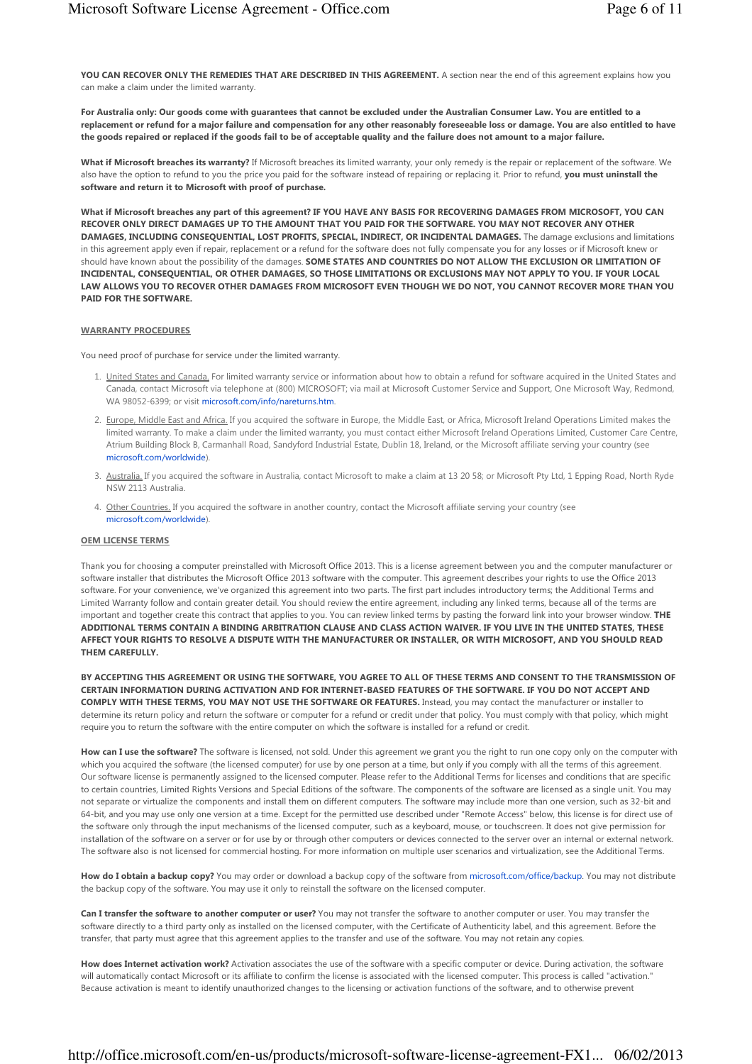**YOU CAN RECOVER ONLY THE REMEDIES THAT ARE DESCRIBED IN THIS AGREEMENT.** A section near the end of this agreement explains how you can make a claim under the limited warranty.

**For Australia only: Our goods come with guarantees that cannot be excluded under the Australian Consumer Law. You are entitled to a replacement or refund for a major failure and compensation for any other reasonably foreseeable loss or damage. You are also entitled to have the goods repaired or replaced if the goods fail to be of acceptable quality and the failure does not amount to a major failure.**

**What if Microsoft breaches its warranty?** If Microsoft breaches its limited warranty, your only remedy is the repair or replacement of the software. We also have the option to refund to you the price you paid for the software instead of repairing or replacing it. Prior to refund, **you must uninstall the software and return it to Microsoft with proof of purchase.**

**What if Microsoft breaches any part of this agreement? IF YOU HAVE ANY BASIS FOR RECOVERING DAMAGES FROM MICROSOFT, YOU CAN RECOVER ONLY DIRECT DAMAGES UP TO THE AMOUNT THAT YOU PAID FOR THE SOFTWARE. YOU MAY NOT RECOVER ANY OTHER DAMAGES, INCLUDING CONSEQUENTIAL, LOST PROFITS, SPECIAL, INDIRECT, OR INCIDENTAL DAMAGES.** The damage exclusions and limitations in this agreement apply even if repair, replacement or a refund for the software does not fully compensate you for any losses or if Microsoft knew or should have known about the possibility of the damages. **SOME STATES AND COUNTRIES DO NOT ALLOW THE EXCLUSION OR LIMITATION OF INCIDENTAL, CONSEQUENTIAL, OR OTHER DAMAGES, SO THOSE LIMITATIONS OR EXCLUSIONS MAY NOT APPLY TO YOU. IF YOUR LOCAL LAW ALLOWS YOU TO RECOVER OTHER DAMAGES FROM MICROSOFT EVEN THOUGH WE DO NOT, YOU CANNOT RECOVER MORE THAN YOU PAID FOR THE SOFTWARE.**

## WARRANTY PROCEDURES

You need proof of purchase for service under the limited warranty.

1. United States and Canada. For limited warranty service or information about how to obtain a refund for software acquired in the United States and Canada, contact Microsoft via telephone at (800) MICROSOFT; via mail at Microsoft Customer Service and Support, One Microsoft Way, Redmond, WA 98052-6399; or visit microsoft.com/info/nareturns.htm.
2. Europe, Middle East and Africa. If you acquired the software in Europe, the Middle East, or Africa, Microsoft Ireland Operations Limited makes the limited warranty. To make a claim under the limited warranty, you must contact either Microsoft Ireland Operations Limited, Customer Care Centre, Atrium Building Block B, Carmanhall Road, Sandyford Industrial Estate, Dublin 18, Ireland, or the Microsoft affiliate serving your country (see microsoft.com/worldwide).
3. Australia. If you acquired the software in Australia, contact Microsoft to make a claim at 13 20 58; or Microsoft Pty Ltd, 1 Epping Road, North Ryde NSW 2113 Australia.
4. Other Countries. If you acquired the software in another country, contact the Microsoft affiliate serving your country (see microsoft.com/worldwide).

## OEM LICENSE TERMS

Thank you for choosing a computer preinstalled with Microsoft Office 2013. This is a license agreement between you and the computer manufacturer or software installer that distributes the Microsoft Office 2013 software with the computer. This agreement describes your rights to use the Office 2013 software. For your convenience, we've organized this agreement into two parts. The first part includes introductory terms; the Additional Terms and Limited Warranty follow and contain greater detail. You should review the entire agreement, including any linked terms, because all of the terms are important and together create this contract that applies to you. You can review linked terms by pasting the forward link into your browser window. **THE ADDITIONAL TERMS CONTAIN A BINDING ARBITRATION CLAUSE AND CLASS ACTION WAIVER. IF YOU LIVE IN THE UNITED STATES, THESE AFFECT YOUR RIGHTS TO RESOLVE A DISPUTE WITH THE MANUFACTURER OR INSTALLER, OR WITH MICROSOFT, AND YOU SHOULD READ THEM CAREFULLY.**

**BY ACCEPTING THIS AGREEMENT OR USING THE SOFTWARE, YOU AGREE TO ALL OF THESE TERMS AND CONSENT TO THE TRANSMISSION OF CERTAIN INFORMATION DURING ACTIVATION AND FOR INTERNET-BASED FEATURES OF THE SOFTWARE. IF YOU DO NOT ACCEPT AND COMPLY WITH THESE TERMS, YOU MAY NOT USE THE SOFTWARE OR FEATURES.** Instead, you may contact the manufacturer or installer to determine its return policy and return the software or computer for a refund or credit under that policy. You must comply with that policy, which might require you to return the software with the entire computer on which the software is installed for a refund or credit.

**How can I use the software?** The software is licensed, not sold. Under this agreement we grant you the right to run one copy only on the computer with which you acquired the software (the licensed computer) for use by one person at a time, but only if you comply with all the terms of this agreement. Our software license is permanently assigned to the licensed computer. Please refer to the Additional Terms for licenses and conditions that are specific to certain countries, Limited Rights Versions and Special Editions of the software. The components of the software are licensed as a single unit. You may not separate or virtualize the components and install them on different computers. The software may include more than one version, such as 32-bit and 64-bit, and you may use only one version at a time. Except for the permitted use described under "Remote Access" below, this license is for direct use of the software only through the input mechanisms of the licensed computer, such as a keyboard, mouse, or touchscreen. It does not give permission for installation of the software on a server or for use by or through other computers or devices connected to the server over an internal or external network. The software also is not licensed for commercial hosting. For more information on multiple user scenarios and virtualization, see the Additional Terms.

**How do I obtain a backup copy?** You may order or download a backup copy of the software from microsoft.com/office/backup. You may not distribute the backup copy of the software. You may use it only to reinstall the software on the licensed computer.

**Can I transfer the software to another computer or user?** You may not transfer the software to another computer or user. You may transfer the software directly to a third party only as installed on the licensed computer, with the Certificate of Authenticity label, and this agreement. Before the transfer, that party must agree that this agreement applies to the transfer and use of the software. You may not retain any copies.

**How does Internet activation work?** Activation associates the use of the software with a specific computer or device. During activation, the software will automatically contact Microsoft or its affiliate to confirm the license is associated with the licensed computer. This process is called "activation." Because activation is meant to identify unauthorized changes to the licensing or activation functions of the software, and to otherwise prevent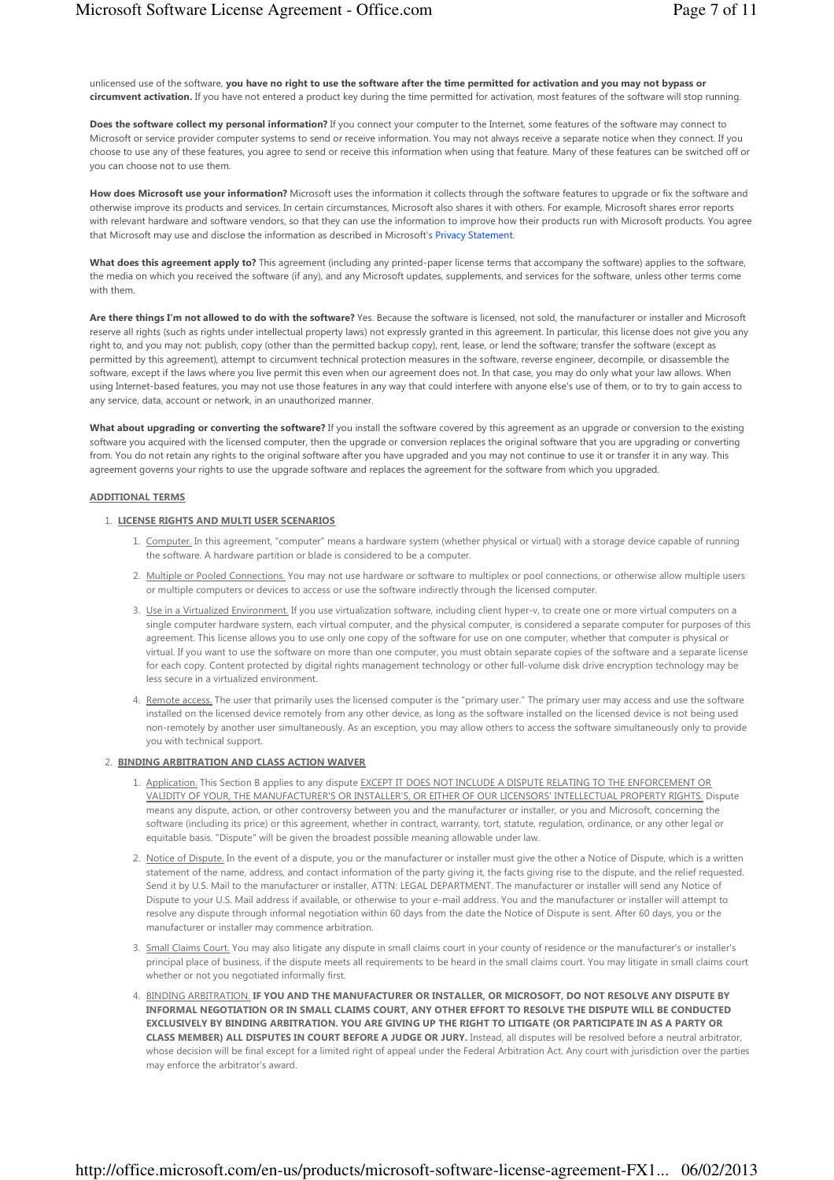unlicensed use of the software, **you have no right to use the software after the time permitted for activation and you may not bypass or circumvent activation.** If you have not entered a product key during the time permitted for activation, most features of the software will stop running.

**Does the software collect my personal information?** If you connect your computer to the Internet, some features of the software may connect to Microsoft or service provider computer systems to send or receive information. You may not always receive a separate notice when they connect. If you choose to use any of these features, you agree to send or receive this information when using that feature. Many of these features can be switched off or you can choose not to use them.

**How does Microsoft use your information?** Microsoft uses the information it collects through the software features to upgrade or fix the software and otherwise improve its products and services. In certain circumstances, Microsoft also shares it with others. For example, Microsoft shares error reports with relevant hardware and software vendors, so that they can use the information to improve how their products run with Microsoft products. You agree that Microsoft may use and disclose the information as described in Microsoft's Privacy Statement.

**What does this agreement apply to?** This agreement (including any printed-paper license terms that accompany the software) applies to the software, the media on which you received the software (if any), and any Microsoft updates, supplements, and services for the software, unless other terms come with them.

**Are there things I'm not allowed to do with the software?** Yes. Because the software is licensed, not sold, the manufacturer or installer and Microsoft reserve all rights (such as rights under intellectual property laws) not expressly granted in this agreement. In particular, this license does not give you any right to, and you may not: publish, copy (other than the permitted backup copy), rent, lease, or lend the software; transfer the software (except as permitted by this agreement), attempt to circumvent technical protection measures in the software, reverse engineer, decompile, or disassemble the software, except if the laws where you live permit this even when our agreement does not. In that case, you may do only what your law allows. When using Internet-based features, you may not use those features in any way that could interfere with anyone else's use of them, or to try to gain access to any service, data, account or network, in an unauthorized manner.

**What about upgrading or converting the software?** If you install the software covered by this agreement as an upgrade or conversion to the existing software you acquired with the licensed computer, then the upgrade or conversion replaces the original software that you are upgrading or converting from. You do not retain any rights to the original software after you have upgraded and you may not continue to use it or transfer it in any way. This agreement governs your rights to use the upgrade software and replaces the agreement for the software from which you upgraded.

**ADDITIONAL TERMS**

1. **LICENSE RIGHTS AND MULTI USER SCENARIOS**
   1. Computer. In this agreement, "computer" means a hardware system (whether physical or virtual) with a storage device capable of running the software. A hardware partition or blade is considered to be a computer.
   2. Multiple or Pooled Connections. You may not use hardware or software to multiplex or pool connections, or otherwise allow multiple users or multiple computers or devices to access or use the software indirectly through the licensed computer.
   3. Use in a Virtualized Environment. If you use virtualization software, including client hyper-v, to create one or more virtual computers on a single computer hardware system, each virtual computer, and the physical computer, is considered a separate computer for purposes of this agreement. This license allows you to use only one copy of the software for use on one computer, whether that computer is physical or virtual. If you want to use the software on more than one computer, you must obtain separate copies of the software and a separate license for each copy. Content protected by digital rights management technology or other full-volume disk drive encryption technology may be less secure in a virtualized environment.
   4. Remote access. The user that primarily uses the licensed computer is the "primary user." The primary user may access and use the software installed on the licensed device remotely from any other device, as long as the software installed on the licensed device is not being used non-remotely by another user simultaneously. As an exception, you may allow others to access the software simultaneously only to provide you with technical support.
2. **BINDING ARBITRATION AND CLASS ACTION WAIVER**
   1. Application. This Section B applies to any dispute EXCEPT IT DOES NOT INCLUDE A DISPUTE RELATING TO THE ENFORCEMENT OR VALIDITY OF YOUR, THE MANUFACTURER'S OR INSTALLER'S, OR EITHER OF OUR LICENSORS' INTELLECTUAL PROPERTY RIGHTS. Dispute means any dispute, action, or other controversy between you and the manufacturer or installer, or you and Microsoft, concerning the software (including its price) or this agreement, whether in contract, warranty, tort, statute, regulation, ordinance, or any other legal or equitable basis. "Dispute" will be given the broadest possible meaning allowable under law.
   2. Notice of Dispute. In the event of a dispute, you or the manufacturer or installer must give the other a Notice of Dispute, which is a written statement of the name, address, and contact information of the party giving it, the facts giving rise to the dispute, and the relief requested. Send it by U.S. Mail to the manufacturer or installer, ATTN: LEGAL DEPARTMENT. The manufacturer or installer will send any Notice of Dispute to your U.S. Mail address if available, or otherwise to your e-mail address. You and the manufacturer or installer will attempt to resolve any dispute through informal negotiation within 60 days from the date the Notice of Dispute is sent. After 60 days, you or the manufacturer or installer may commence arbitration.
   3. Small Claims Court. You may also litigate any dispute in small claims court in your county of residence or the manufacturer's or installer's principal place of business, if the dispute meets all requirements to be heard in the small claims court. You may litigate in small claims court whether or not you negotiated informally first.
   4. BINDING ARBITRATION. **IF YOU AND THE MANUFACTURER OR INSTALLER, OR MICROSOFT, DO NOT RESOLVE ANY DISPUTE BY INFORMAL NEGOTIATION OR IN SMALL CLAIMS COURT, ANY OTHER EFFORT TO RESOLVE THE DISPUTE WILL BE CONDUCTED EXCLUSIVELY BY BINDING ARBITRATION. YOU ARE GIVING UP THE RIGHT TO LITIGATE (OR PARTICIPATE IN AS A PARTY OR CLASS MEMBER) ALL DISPUTES IN COURT BEFORE A JUDGE OR JURY.** Instead, all disputes will be resolved before a neutral arbitrator, whose decision will be final except for a limited right of appeal under the Federal Arbitration Act. Any court with jurisdiction over the parties may enforce the arbitrator's award.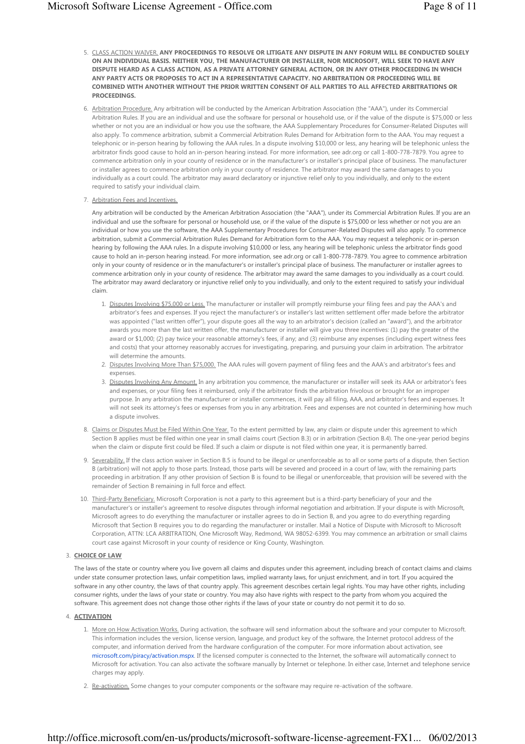5. <u>CLASS ACTION WAIVER.</u> **ANY PROCEEDINGS TO RESOLVE OR LITIGATE ANY DISPUTE IN ANY FORUM WILL BE CONDUCTED SOLELY ON AN INDIVIDUAL BASIS. NEITHER YOU, THE MANUFACTURER OR INSTALLER, NOR MICROSOFT, WILL SEEK TO HAVE ANY DISPUTE HEARD AS A CLASS ACTION, AS A PRIVATE ATTORNEY GENERAL ACTION, OR IN ANY OTHER PROCEEDING IN WHICH ANY PARTY ACTS OR PROPOSES TO ACT IN A REPRESENTATIVE CAPACITY. NO ARBITRATION OR PROCEEDING WILL BE COMBINED WITH ANOTHER WITHOUT THE PRIOR WRITTEN CONSENT OF ALL PARTIES TO ALL AFFECTED ARBITRATIONS OR PROCEEDINGS.**

6. <u>Arbitration Procedure.</u> Any arbitration will be conducted by the American Arbitration Association (the "AAA"), under its Commercial Arbitration Rules. If you are an individual and use the software for personal or household use, or if the value of the dispute is $75,000 or less whether or not you are an individual or how you use the software, the AAA Supplementary Procedures for Consumer-Related Disputes will also apply. To commence arbitration, submit a Commercial Arbitration Rules Demand for Arbitration form to the AAA. You may request a telephonic or in-person hearing by following the AAA rules. In a dispute involving $10,000 or less, any hearing will be telephonic unless the arbitrator finds good cause to hold an in-person hearing instead. For more information, see adr.org or call 1-800-778-7879. You agree to commence arbitration only in your county of residence or in the manufacturer's or installer's principal place of business. The manufacturer or installer agrees to commence arbitration only in your county of residence. The arbitrator may award the same damages to you individually as a court could. The arbitrator may award declaratory or injunctive relief only to you individually, and only to the extent required to satisfy your individual claim.

7. <u>Arbitration Fees and Incentives.</u>

   Any arbitration will be conducted by the American Arbitration Association (the "AAA"), under its Commercial Arbitration Rules. If you are an individual and use the software for personal or household use, or if the value of the dispute is $75,000 or less whether or not you are an individual or how you use the software, the AAA Supplementary Procedures for Consumer-Related Disputes will also apply. To commence arbitration, submit a Commercial Arbitration Rules Demand for Arbitration form to the AAA. You may request a telephonic or in-person hearing by following the AAA rules. In a dispute involving $10,000 or less, any hearing will be telephonic unless the arbitrator finds good cause to hold an in-person hearing instead. For more information, see adr.org or call 1-800-778-7879. You agree to commence arbitration only in your county of residence or in the manufacturer's or installer's principal place of business. The manufacturer or installer agrees to commence arbitration only in your county of residence. The arbitrator may award the same damages to you individually as a court could. The arbitrator may award declaratory or injunctive relief only to you individually, and only to the extent required to satisfy your individual claim.

   1. <u>Disputes Involving $75,000 or Less.</u> The manufacturer or installer will promptly reimburse your filing fees and pay the AAA's and arbitrator's fees and expenses. If you reject the manufacturer's or installer's last written settlement offer made before the arbitrator was appointed ("last written offer"), your dispute goes all the way to an arbitrator's decision (called an "award"), and the arbitrator awards you more than the last written offer, the manufacturer or installer will give you three incentives: (1) pay the greater of the award or $1,000; (2) pay twice your reasonable attorney's fees, if any; and (3) reimburse any expenses (including expert witness fees and costs) that your attorney reasonably accrues for investigating, preparing, and pursuing your claim in arbitration. The arbitrator will determine the amounts.
   2. <u>Disputes Involving More Than $75,000.</u> The AAA rules will govern payment of filing fees and the AAA's and arbitrator's fees and expenses.
   3. <u>Disputes Involving Any Amount.</u> In any arbitration you commence, the manufacturer or installer will seek its AAA or arbitrator's fees and expenses, or your filing fees it reimbursed, only if the arbitrator finds the arbitration frivolous or brought for an improper purpose. In any arbitration the manufacturer or installer commences, it will pay all filing, AAA, and arbitrator's fees and expenses. It will not seek its attorney's fees or expenses from you in any arbitration. Fees and expenses are not counted in determining how much a dispute involves.

8. <u>Claims or Disputes Must be Filed Within One Year.</u> To the extent permitted by law, any claim or dispute under this agreement to which Section B applies must be filed within one year in small claims court (Section B.3) or in arbitration (Section B.4). The one-year period begins when the claim or dispute first could be filed. If such a claim or dispute is not filed within one year, it is permanently barred.

9. <u>Severability.</u> If the class action waiver in Section B.5 is found to be illegal or unenforceable as to all or some parts of a dispute, then Section B (arbitration) will not apply to those parts. Instead, those parts will be severed and proceed in a court of law, with the remaining parts proceeding in arbitration. If any other provision of Section B is found to be illegal or unenforceable, that provision will be severed with the remainder of Section B remaining in full force and effect.

10. <u>Third-Party Beneficiary.</u> Microsoft Corporation is not a party to this agreement but is a third-party beneficiary of your and the manufacturer's or installer's agreement to resolve disputes through informal negotiation and arbitration. If your dispute is with Microsoft, Microsoft agrees to do everything the manufacturer or installer agrees to do in Section B, and you agree to do everything regarding Microsoft that Section B requires you to do regarding the manufacturer or installer. Mail a Notice of Dispute with Microsoft to Microsoft Corporation, ATTN: LCA ARBITRATION, One Microsoft Way, Redmond, WA 98052-6399. You may commence an arbitration or small claims court case against Microsoft in your county of residence or King County, Washington.

3. **<u>CHOICE OF LAW</u>**

   The laws of the state or country where you live govern all claims and disputes under this agreement, including breach of contact claims and claims under state consumer protection laws, unfair competition laws, implied warranty laws, for unjust enrichment, and in tort. If you acquired the software in any other country, the laws of that country apply. This agreement describes certain legal rights. You may have other rights, including consumer rights, under the laws of your state or country. You may also have rights with respect to the party from whom you acquired the software. This agreement does not change those other rights if the laws of your state or country do not permit it to do so.

4. **<u>ACTIVATION</u>**

   1. <u>More on How Activation Works.</u> During activation, the software will send information about the software and your computer to Microsoft. This information includes the version, license version, language, and product key of the software, the Internet protocol address of the computer, and information derived from the hardware configuration of the computer. For more information about activation, see microsoft.com/piracy/activation.mspx. If the licensed computer is connected to the Internet, the software will automatically connect to Microsoft for activation. You can also activate the software manually by Internet or telephone. In either case, Internet and telephone service charges may apply.

   2. <u>Re-activation.</u> Some changes to your computer components or the software may require re-activation of the software.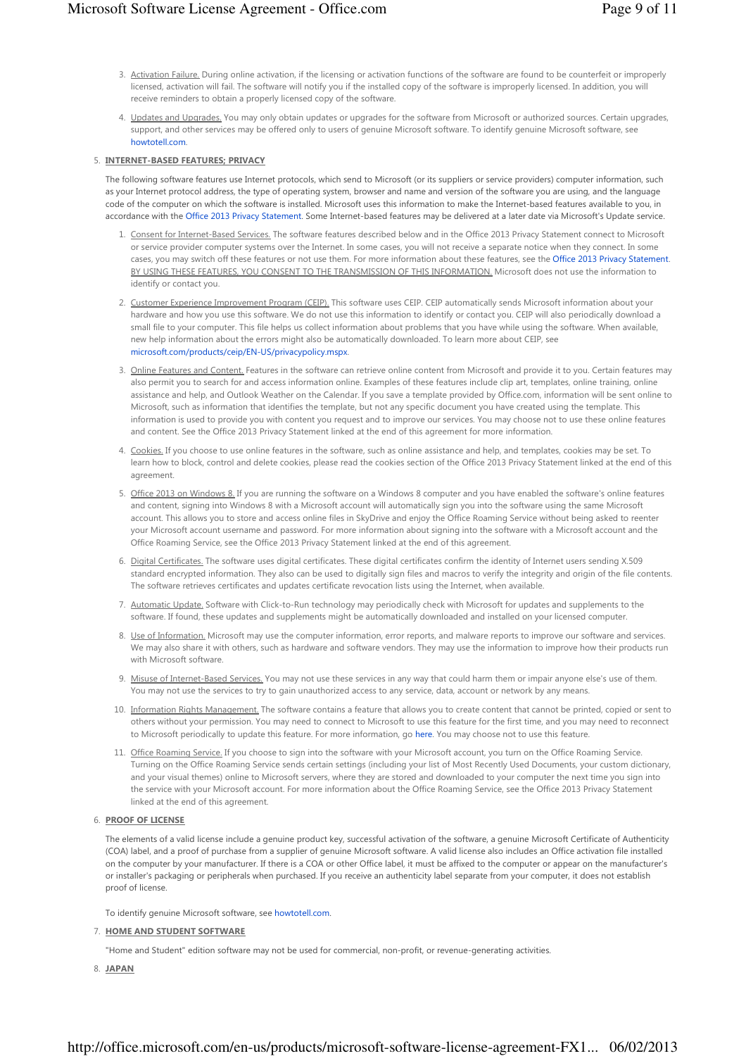3. Activation Failure. During online activation, if the licensing or activation functions of the software are found to be counterfeit or improperly licensed, activation will fail. The software will notify you if the installed copy of the software is improperly licensed. In addition, you will receive reminders to obtain a properly licensed copy of the software.

4. Updates and Upgrades. You may only obtain updates or upgrades for the software from Microsoft or authorized sources. Certain upgrades, support, and other services may be offered only to users of genuine Microsoft software. To identify genuine Microsoft software, see howtotell.com.

5. **INTERNET-BASED FEATURES; PRIVACY**

The following software features use Internet protocols, which send to Microsoft (or its suppliers or service providers) computer information, such as your Internet protocol address, the type of operating system, browser and name and version of the software you are using, and the language code of the computer on which the software is installed. Microsoft uses this information to make the Internet-based features available to you, in accordance with the Office 2013 Privacy Statement. Some Internet-based features may be delivered at a later date via Microsoft's Update service.

1. Consent for Internet-Based Services. The software features described below and in the Office 2013 Privacy Statement connect to Microsoft or service provider computer systems over the Internet. In some cases, you will not receive a separate notice when they connect. In some cases, you may switch off these features or not use them. For more information about these features, see the Office 2013 Privacy Statement. BY USING THESE FEATURES, YOU CONSENT TO THE TRANSMISSION OF THIS INFORMATION. Microsoft does not use the information to identify or contact you.

2. Customer Experience Improvement Program (CEIP). This software uses CEIP. CEIP automatically sends Microsoft information about your hardware and how you use this software. We do not use this information to identify or contact you. CEIP will also periodically download a small file to your computer. This file helps us collect information about problems that you have while using the software. When available, new help information about the errors might also be automatically downloaded. To learn more about CEIP, see microsoft.com/products/ceip/EN-US/privacypolicy.mspx.

3. Online Features and Content. Features in the software can retrieve online content from Microsoft and provide it to you. Certain features may also permit you to search for and access information online. Examples of these features include clip art, templates, online training, online assistance and help, and Outlook Weather on the Calendar. If you save a template provided by Office.com, information will be sent online to Microsoft, such as information that identifies the template, but not any specific document you have created using the template. This information is used to provide you with content you request and to improve our services. You may choose not to use these online features and content. See the Office 2013 Privacy Statement linked at the end of this agreement for more information.

4. Cookies. If you choose to use online features in the software, such as online assistance and help, and templates, cookies may be set. To learn how to block, control and delete cookies, please read the cookies section of the Office 2013 Privacy Statement linked at the end of this agreement.

5. Office 2013 on Windows 8. If you are running the software on a Windows 8 computer and you have enabled the software's online features and content, signing into Windows 8 with a Microsoft account will automatically sign you into the software using the same Microsoft account. This allows you to store and access online files in SkyDrive and enjoy the Office Roaming Service without being asked to reenter your Microsoft account username and password. For more information about signing into the software with a Microsoft account and the Office Roaming Service, see the Office 2013 Privacy Statement linked at the end of this agreement.

6. Digital Certificates. The software uses digital certificates. These digital certificates confirm the identity of Internet users sending X.509 standard encrypted information. They also can be used to digitally sign files and macros to verify the integrity and origin of the file contents. The software retrieves certificates and updates certificate revocation lists using the Internet, when available.

7. Automatic Update. Software with Click-to-Run technology may periodically check with Microsoft for updates and supplements to the software. If found, these updates and supplements might be automatically downloaded and installed on your licensed computer.

8. Use of Information. Microsoft may use the computer information, error reports, and malware reports to improve our software and services. We may also share it with others, such as hardware and software vendors. They may use the information to improve how their products run with Microsoft software.

9. Misuse of Internet-Based Services. You may not use these services in any way that could harm them or impair anyone else's use of them. You may not use the services to try to gain unauthorized access to any service, data, account or network by any means.

10. Information Rights Management. The software contains a feature that allows you to create content that cannot be printed, copied or sent to others without your permission. You may need to connect to Microsoft to use this feature for the first time, and you may need to reconnect to Microsoft periodically to update this feature. For more information, go here. You may choose not to use this feature.

11. Office Roaming Service. If you choose to sign into the software with your Microsoft account, you turn on the Office Roaming Service. Turning on the Office Roaming Service sends certain settings (including your list of Most Recently Used Documents, your custom dictionary, and your visual themes) online to Microsoft servers, where they are stored and downloaded to your computer the next time you sign into the service with your Microsoft account. For more information about the Office Roaming Service, see the Office 2013 Privacy Statement linked at the end of this agreement.

6. **PROOF OF LICENSE**

The elements of a valid license include a genuine product key, successful activation of the software, a genuine Microsoft Certificate of Authenticity (COA) label, and a proof of purchase from a supplier of genuine Microsoft software. A valid license also includes an Office activation file installed on the computer by your manufacturer. If there is a COA or other Office label, it must be affixed to the computer or appear on the manufacturer's or installer's packaging or peripherals when purchased. If you receive an authenticity label separate from your computer, it does not establish proof of license.

To identify genuine Microsoft software, see howtotell.com.

7. **HOME AND STUDENT SOFTWARE**

"Home and Student" edition software may not be used for commercial, non-profit, or revenue-generating activities.

8. **JAPAN**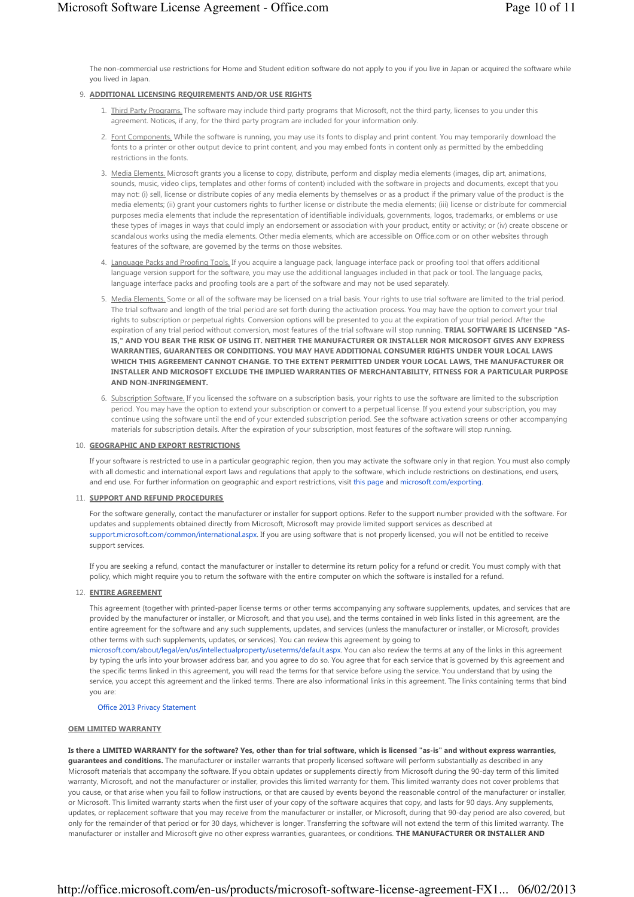The non-commercial use restrictions for Home and Student edition software do not apply to you if you live in Japan or acquired the software while you lived in Japan.

9. **ADDITIONAL LICENSING REQUIREMENTS AND/OR USE RIGHTS**

    1. Third Party Programs. The software may include third party programs that Microsoft, not the third party, licenses to you under this agreement. Notices, if any, for the third party program are included for your information only.

    2. Font Components. While the software is running, you may use its fonts to display and print content. You may temporarily download the fonts to a printer or other output device to print content, and you may embed fonts in content only as permitted by the embedding restrictions in the fonts.

    3. Media Elements. Microsoft grants you a license to copy, distribute, perform and display media elements (images, clip art, animations, sounds, music, video clips, templates and other forms of content) included with the software in projects and documents, except that you may not: (i) sell, license or distribute copies of any media elements by themselves or as a product if the primary value of the product is the media elements; (ii) grant your customers rights to further license or distribute the media elements; (iii) license or distribute for commercial purposes media elements that include the representation of identifiable individuals, governments, logos, trademarks, or emblems or use these types of images in ways that could imply an endorsement or association with your product, entity or activity; or (iv) create obscene or scandalous works using the media elements. Other media elements, which are accessible on Office.com or on other websites through features of the software, are governed by the terms on those websites.

    4. Language Packs and Proofing Tools. If you acquire a language pack, language interface pack or proofing tool that offers additional language version support for the software, you may use the additional languages included in that pack or tool. The language packs, language interface packs and proofing tools are a part of the software and may not be used separately.

    5. Media Elements. Some or all of the software may be licensed on a trial basis. Your rights to use trial software are limited to the trial period. The trial software and length of the trial period are set forth during the activation process. You may have the option to convert your trial rights to subscription or perpetual rights. Conversion options will be presented to you at the expiration of your trial period. After the expiration of any trial period without conversion, most features of the trial software will stop running. **TRIAL SOFTWARE IS LICENSED "AS-IS," AND YOU BEAR THE RISK OF USING IT. NEITHER THE MANUFACTURER OR INSTALLER NOR MICROSOFT GIVES ANY EXPRESS WARRANTIES, GUARANTEES OR CONDITIONS. YOU MAY HAVE ADDITIONAL CONSUMER RIGHTS UNDER YOUR LOCAL LAWS WHICH THIS AGREEMENT CANNOT CHANGE. TO THE EXTENT PERMITTED UNDER YOUR LOCAL LAWS, THE MANUFACTURER OR INSTALLER AND MICROSOFT EXCLUDE THE IMPLIED WARRANTIES OF MERCHANTABILITY, FITNESS FOR A PARTICULAR PURPOSE AND NON-INFRINGEMENT.**

    6. Subscription Software. If you licensed the software on a subscription basis, your rights to use the software are limited to the subscription period. You may have the option to extend your subscription or convert to a perpetual license. If you extend your subscription, you may continue using the software until the end of your extended subscription period. See the software activation screens or other accompanying materials for subscription details. After the expiration of your subscription, most features of the software will stop running.

10. **GEOGRAPHIC AND EXPORT RESTRICTIONS**

    If your software is restricted to use in a particular geographic region, then you may activate the software only in that region. You must also comply with all domestic and international export laws and regulations that apply to the software, which include restrictions on destinations, end users, and end use. For further information on geographic and export restrictions, visit this page and microsoft.com/exporting.

11. **SUPPORT AND REFUND PROCEDURES**

    For the software generally, contact the manufacturer or installer for support options. Refer to the support number provided with the software. For updates and supplements obtained directly from Microsoft, Microsoft may provide limited support services as described at support.microsoft.com/common/international.aspx. If you are using software that is not properly licensed, you will not be entitled to receive support services.

    If you are seeking a refund, contact the manufacturer or installer to determine its return policy for a refund or credit. You must comply with that policy, which might require you to return the software with the entire computer on which the software is installed for a refund.

12. **ENTIRE AGREEMENT**

    This agreement (together with printed-paper license terms or other terms accompanying any software supplements, updates, and services that are provided by the manufacturer or installer, or Microsoft, and that you use), and the terms contained in web links listed in this agreement, are the entire agreement for the software and any such supplements, updates, and services (unless the manufacturer or installer, or Microsoft, provides other terms with such supplements, updates, or services). You can review this agreement by going to microsoft.com/about/legal/en/us/intellectualproperty/useterms/default.aspx. You can also review the terms at any of the links in this agreement by typing the urls into your browser address bar, and you agree to do so. You agree that for each service that is governed by this agreement and the specific terms linked in this agreement, you will read the terms for that service before using the service. You understand that by using the service, you accept this agreement and the linked terms. There are also informational links in this agreement. The links containing terms that bind you are:

    Office 2013 Privacy Statement

**OEM LIMITED WARRANTY**

**Is there a LIMITED WARRANTY for the software? Yes, other than for trial software, which is licensed "as-is" and without express warranties, guarantees and conditions.** The manufacturer or installer warrants that properly licensed software will perform substantially as described in any Microsoft materials that accompany the software. If you obtain updates or supplements directly from Microsoft during the 90-day term of this limited warranty, Microsoft, and not the manufacturer or installer, provides this limited warranty for them. This limited warranty does not cover problems that you cause, or that arise when you fail to follow instructions, or that are caused by events beyond the reasonable control of the manufacturer or installer, or Microsoft. This limited warranty starts when the first user of your copy of the software acquires that copy, and lasts for 90 days. Any supplements, updates, or replacement software that you may receive from the manufacturer or installer, or Microsoft, during that 90-day period are also covered, but only for the remainder of that period or for 30 days, whichever is longer. Transferring the software will not extend the term of this limited warranty. The manufacturer or installer and Microsoft give no other express warranties, guarantees, or conditions. **THE MANUFACTURER OR INSTALLER AND**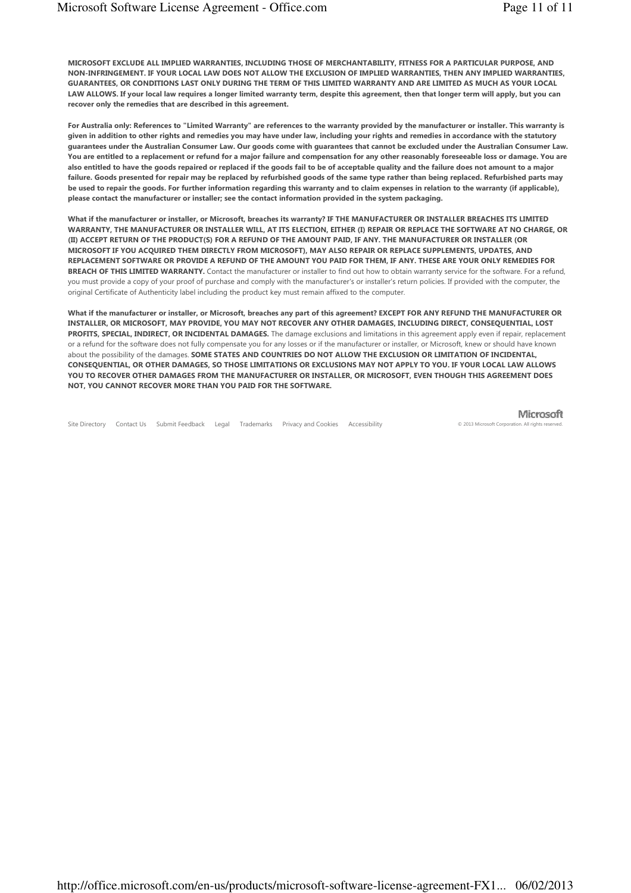**MICROSOFT EXCLUDE ALL IMPLIED WARRANTIES, INCLUDING THOSE OF MERCHANTABILITY, FITNESS FOR A PARTICULAR PURPOSE, AND NON-INFRINGEMENT. IF YOUR LOCAL LAW DOES NOT ALLOW THE EXCLUSION OF IMPLIED WARRANTIES, THEN ANY IMPLIED WARRANTIES, GUARANTEES, OR CONDITIONS LAST ONLY DURING THE TERM OF THIS LIMITED WARRANTY AND ARE LIMITED AS MUCH AS YOUR LOCAL LAW ALLOWS. If your local law requires a longer limited warranty term, despite this agreement, then that longer term will apply, but you can recover only the remedies that are described in this agreement.**

**For Australia only: References to "Limited Warranty" are references to the warranty provided by the manufacturer or installer. This warranty is given in addition to other rights and remedies you may have under law, including your rights and remedies in accordance with the statutory guarantees under the Australian Consumer Law. Our goods come with guarantees that cannot be excluded under the Australian Consumer Law. You are entitled to a replacement or refund for a major failure and compensation for any other reasonably foreseeable loss or damage. You are also entitled to have the goods repaired or replaced if the goods fail to be of acceptable quality and the failure does not amount to a major failure. Goods presented for repair may be replaced by refurbished goods of the same type rather than being replaced. Refurbished parts may be used to repair the goods. For further information regarding this warranty and to claim expenses in relation to the warranty (if applicable), please contact the manufacturer or installer; see the contact information provided in the system packaging.**

**What if the manufacturer or installer, or Microsoft, breaches its warranty? IF THE MANUFACTURER OR INSTALLER BREACHES ITS LIMITED WARRANTY, THE MANUFACTURER OR INSTALLER WILL, AT ITS ELECTION, EITHER (I) REPAIR OR REPLACE THE SOFTWARE AT NO CHARGE, OR (II) ACCEPT RETURN OF THE PRODUCT(S) FOR A REFUND OF THE AMOUNT PAID, IF ANY. THE MANUFACTURER OR INSTALLER (OR MICROSOFT IF YOU ACQUIRED THEM DIRECTLY FROM MICROSOFT), MAY ALSO REPAIR OR REPLACE SUPPLEMENTS, UPDATES, AND REPLACEMENT SOFTWARE OR PROVIDE A REFUND OF THE AMOUNT YOU PAID FOR THEM, IF ANY. THESE ARE YOUR ONLY REMEDIES FOR BREACH OF THIS LIMITED WARRANTY.** Contact the manufacturer or installer to find out how to obtain warranty service for the software. For a refund, you must provide a copy of your proof of purchase and comply with the manufacturer's or installer's return policies. If provided with the computer, the original Certificate of Authenticity label including the product key must remain affixed to the computer.

**What if the manufacturer or installer, or Microsoft, breaches any part of this agreement? EXCEPT FOR ANY REFUND THE MANUFACTURER OR INSTALLER, OR MICROSOFT, MAY PROVIDE, YOU MAY NOT RECOVER ANY OTHER DAMAGES, INCLUDING DIRECT, CONSEQUENTIAL, LOST PROFITS, SPECIAL, INDIRECT, OR INCIDENTAL DAMAGES.** The damage exclusions and limitations in this agreement apply even if repair, replacement or a refund for the software does not fully compensate you for any losses or if the manufacturer or installer, or Microsoft, knew or should have known about the possibility of the damages. **SOME STATES AND COUNTRIES DO NOT ALLOW THE EXCLUSION OR LIMITATION OF INCIDENTAL, CONSEQUENTIAL, OR OTHER DAMAGES, SO THOSE LIMITATIONS OR EXCLUSIONS MAY NOT APPLY TO YOU. IF YOUR LOCAL LAW ALLOWS YOU TO RECOVER OTHER DAMAGES FROM THE MANUFACTURER OR INSTALLER, OR MICROSOFT, EVEN THOUGH THIS AGREEMENT DOES NOT, YOU CANNOT RECOVER MORE THAN YOU PAID FOR THE SOFTWARE.**

Site Directory Contact Us Submit Feedback Legal Trademarks Privacy and Cookies Accessibility

Microsoft
© 2013 Microsoft Corporation. All rights reserved.